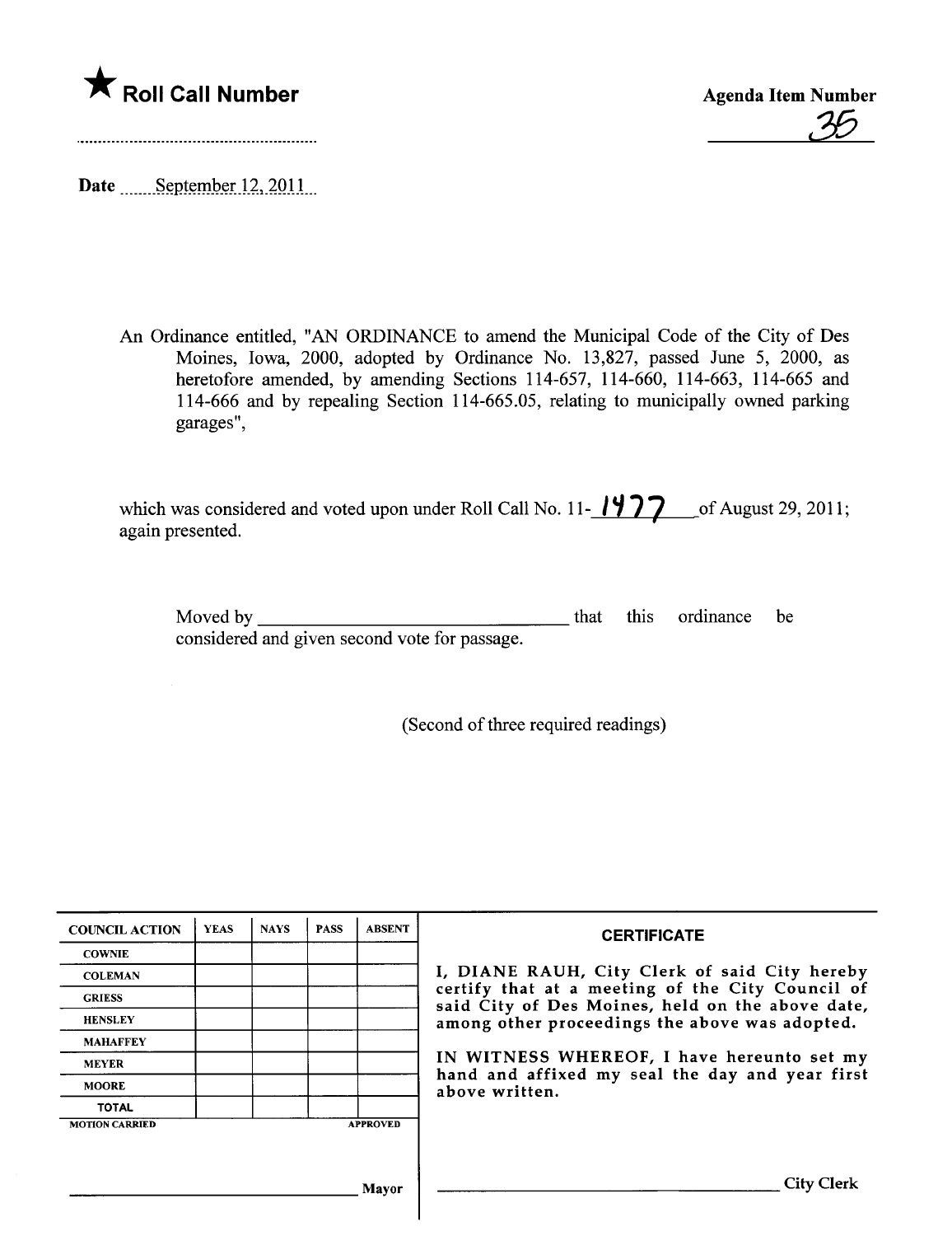★ **Roll Call Number**

**Agenda Item Number**

35

Date September 12, 2011

An Ordinance entitled, "AN ORDINANCE to amend the Municipal Code of the City of Des Moines, Iowa, 2000, adopted by Ordinance No. 13,827, passed June 5, 2000, as heretofore amended, by amending Sections 114-657, 114-660, 114-663, 114-665 and 114-666 and by repealing Section 114-665.05, relating to municipally owned parking garages",

which was considered and voted upon under Roll Call No. 11-1477 of August 29, 2011; again presented.

Moved by ________________________________ that this ordinance be considered and given second vote for passage.

(Second of three required readings)

| COUNCIL ACTION | YEAS | NAYS | PASS | ABSENT |
|---|---|---|---|---|
| COWNIE | | | | |
| COLEMAN | | | | |
| GRIESS | | | | |
| HENSLEY | | | | |
| MAHAFFEY | | | | |
| MEYER | | | | |
| MOORE | | | | |
| TOTAL | | | | |
| MOTION CARRIED | | | | APPROVED |

________________________________ Mayor

**CERTIFICATE**

I, DIANE RAUH, City Clerk of said City hereby certify that at a meeting of the City Council of said City of Des Moines, held on the above date, among other proceedings the above was adopted.

IN WITNESS WHEREOF, I have hereunto set my hand and affixed my seal the day and year first above written.

________________________________ City Clerk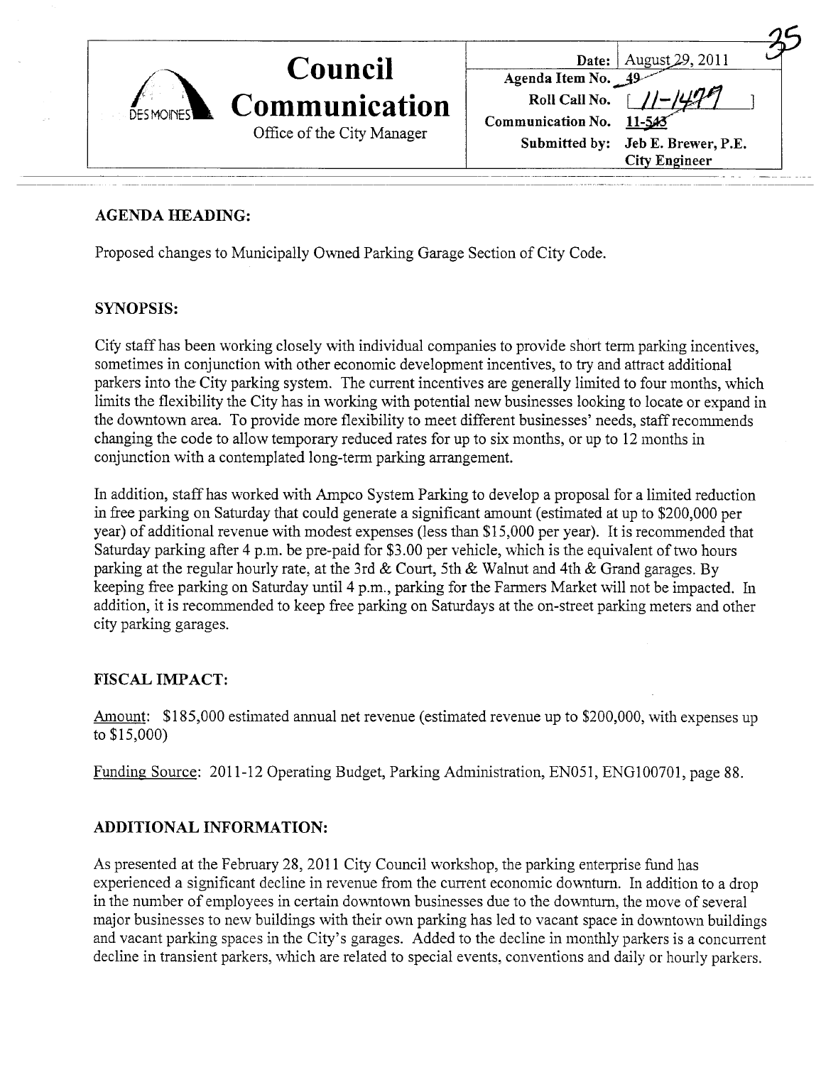# Council Communication

Office of the City Manager

| | |
|---|---|
| Date: | August 29, 2011 |
| Agenda Item No. | 49 |
| Roll Call No. | [ 11-1477 ] |
| Communication No. | 11-543 |
| Submitted by: | Jeb E. Brewer, P.E. City Engineer |

## AGENDA HEADING:

Proposed changes to Municipally Owned Parking Garage Section of City Code.

## SYNOPSIS:

City staff has been working closely with individual companies to provide short term parking incentives, sometimes in conjunction with other economic development incentives, to try and attract additional parkers into the City parking system. The current incentives are generally limited to four months, which limits the flexibility the City has in working with potential new businesses looking to locate or expand in the downtown area. To provide more flexibility to meet different businesses' needs, staff recommends changing the code to allow temporary reduced rates for up to six months, or up to 12 months in conjunction with a contemplated long-term parking arrangement.

In addition, staff has worked with Ampco System Parking to develop a proposal for a limited reduction in free parking on Saturday that could generate a significant amount (estimated at up to $200,000 per year) of additional revenue with modest expenses (less than $15,000 per year). It is recommended that Saturday parking after 4 p.m. be pre-paid for $3.00 per vehicle, which is the equivalent of two hours parking at the regular hourly rate, at the 3rd & Court, 5th & Walnut and 4th & Grand garages. By keeping free parking on Saturday until 4 p.m., parking for the Farmers Market will not be impacted. In addition, it is recommended to keep free parking on Saturdays at the on-street parking meters and other city parking garages.

## FISCAL IMPACT:

Amount: $185,000 estimated annual net revenue (estimated revenue up to $200,000, with expenses up to $15,000)

Funding Source: 2011-12 Operating Budget, Parking Administration, EN051, ENG100701, page 88.

## ADDITIONAL INFORMATION:

As presented at the February 28, 2011 City Council workshop, the parking enterprise fund has experienced a significant decline in revenue from the current economic downturn. In addition to a drop in the number of employees in certain downtown businesses due to the downturn, the move of several major businesses to new buildings with their own parking has led to vacant space in downtown buildings and vacant parking spaces in the City's garages. Added to the decline in monthly parkers is a concurrent decline in transient parkers, which are related to special events, conventions and daily or hourly parkers.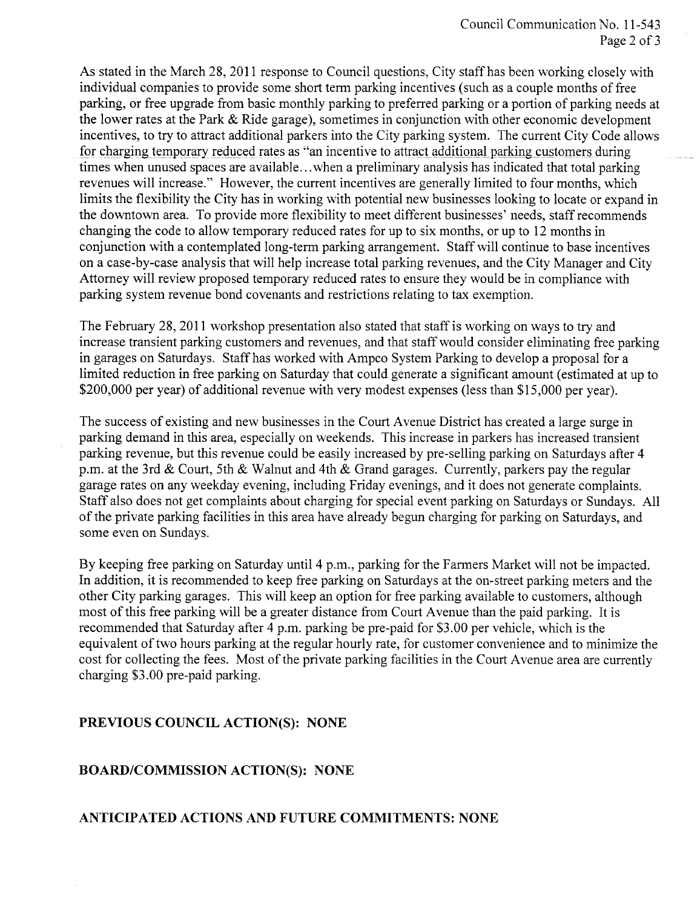As stated in the March 28, 2011 response to Council questions, City staff has been working closely with individual companies to provide some short term parking incentives (such as a couple months of free parking, or free upgrade from basic monthly parking to preferred parking or a portion of parking needs at the lower rates at the Park & Ride garage), sometimes in conjunction with other economic development incentives, to try to attract additional parkers into the City parking system. The current City Code allows for charging temporary reduced rates as "an incentive to attract additional parking customers during times when unused spaces are available…when a preliminary analysis has indicated that total parking revenues will increase." However, the current incentives are generally limited to four months, which limits the flexibility the City has in working with potential new businesses looking to locate or expand in the downtown area. To provide more flexibility to meet different businesses' needs, staff recommends changing the code to allow temporary reduced rates for up to six months, or up to 12 months in conjunction with a contemplated long-term parking arrangement. Staff will continue to base incentives on a case-by-case analysis that will help increase total parking revenues, and the City Manager and City Attorney will review proposed temporary reduced rates to ensure they would be in compliance with parking system revenue bond covenants and restrictions relating to tax exemption.

The February 28, 2011 workshop presentation also stated that staff is working on ways to try and increase transient parking customers and revenues, and that staff would consider eliminating free parking in garages on Saturdays. Staff has worked with Ampco System Parking to develop a proposal for a limited reduction in free parking on Saturday that could generate a significant amount (estimated at up to $200,000 per year) of additional revenue with very modest expenses (less than $15,000 per year).

The success of existing and new businesses in the Court Avenue District has created a large surge in parking demand in this area, especially on weekends. This increase in parkers has increased transient parking revenue, but this revenue could be easily increased by pre-selling parking on Saturdays after 4 p.m. at the 3rd & Court, 5th & Walnut and 4th & Grand garages. Currently, parkers pay the regular garage rates on any weekday evening, including Friday evenings, and it does not generate complaints. Staff also does not get complaints about charging for special event parking on Saturdays or Sundays. All of the private parking facilities in this area have already begun charging for parking on Saturdays, and some even on Sundays.

By keeping free parking on Saturday until 4 p.m., parking for the Farmers Market will not be impacted. In addition, it is recommended to keep free parking on Saturdays at the on-street parking meters and the other City parking garages. This will keep an option for free parking available to customers, although most of this free parking will be a greater distance from Court Avenue than the paid parking. It is recommended that Saturday after 4 p.m. parking be pre-paid for $3.00 per vehicle, which is the equivalent of two hours parking at the regular hourly rate, for customer convenience and to minimize the cost for collecting the fees. Most of the private parking facilities in the Court Avenue area are currently charging $3.00 pre-paid parking.

**PREVIOUS COUNCIL ACTION(S): NONE**

**BOARD/COMMISSION ACTION(S): NONE**

**ANTICIPATED ACTIONS AND FUTURE COMMITMENTS: NONE**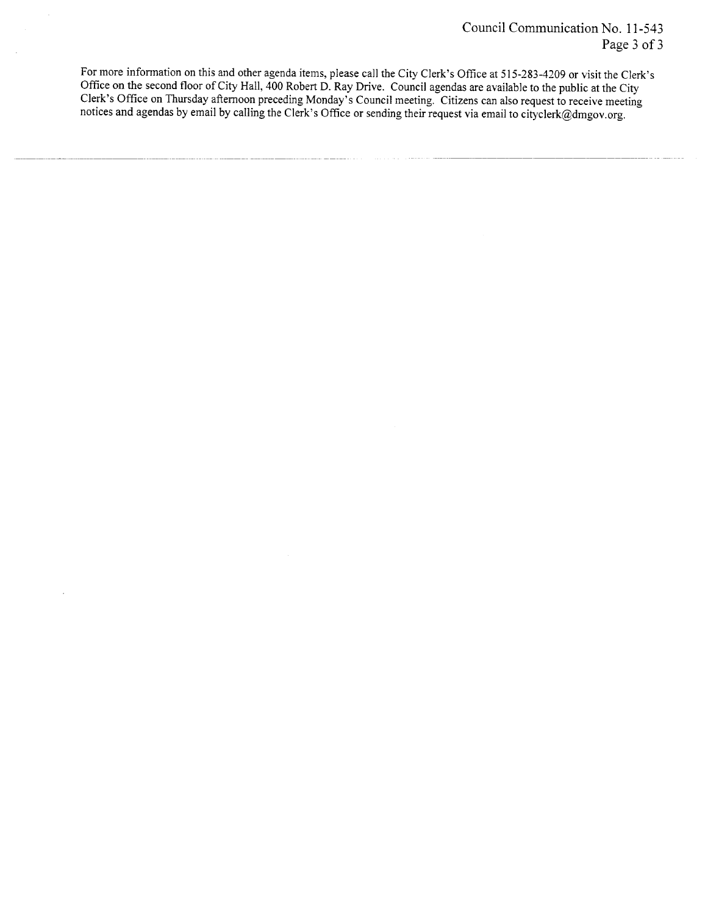For more information on this and other agenda items, please call the City Clerk's Office at 515-283-4209 or visit the Clerk's Office on the second floor of City Hall, 400 Robert D. Ray Drive. Council agendas are available to the public at the City Clerk's Office on Thursday afternoon preceding Monday's Council meeting. Citizens can also request to receive meeting notices and agendas by email by calling the Clerk's Office or sending their request via email to cityclerk@dmgov.org.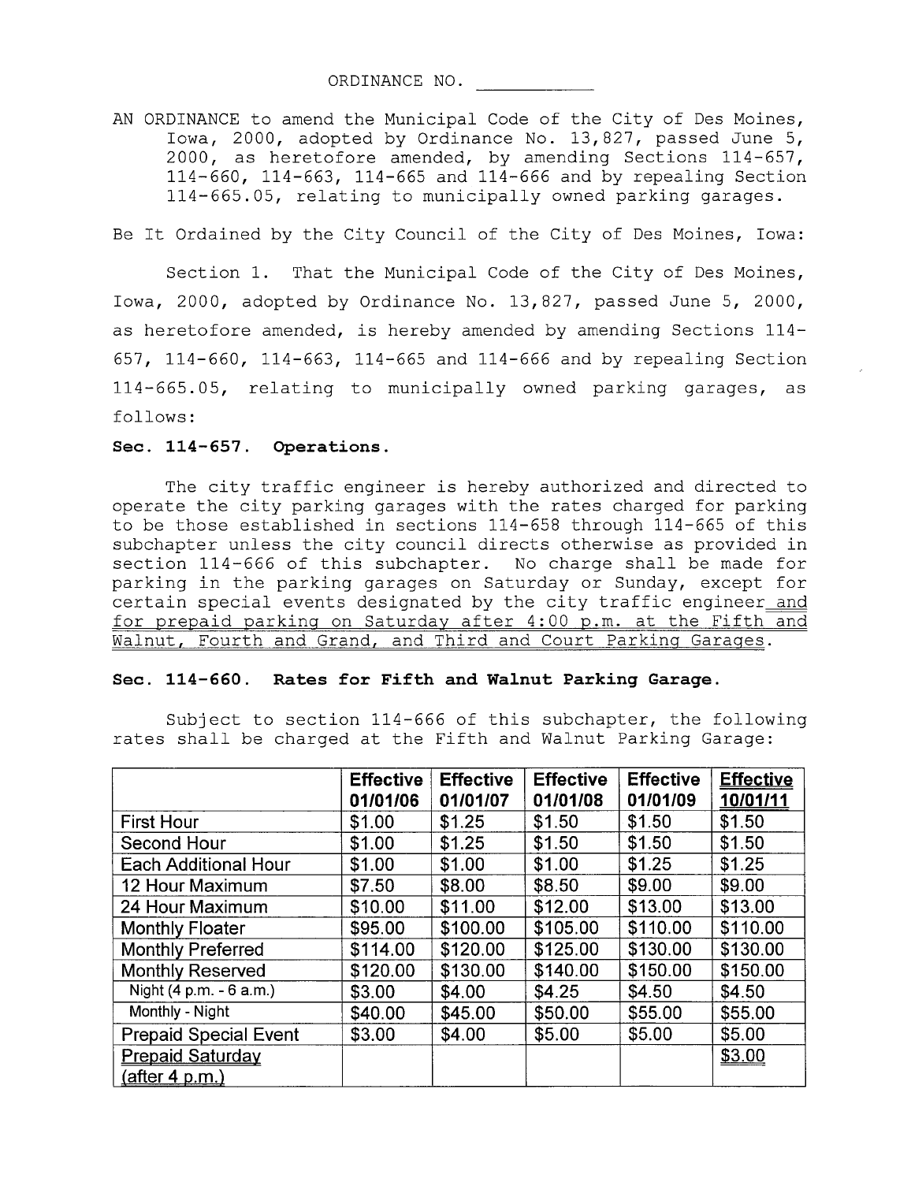ORDINANCE NO. ___________

AN ORDINANCE to amend the Municipal Code of the City of Des Moines, Iowa, 2000, adopted by Ordinance No. 13,827, passed June 5, 2000, as heretofore amended, by amending Sections 114-657, 114-660, 114-663, 114-665 and 114-666 and by repealing Section 114-665.05, relating to municipally owned parking garages.

Be It Ordained by the City Council of the City of Des Moines, Iowa:

Section 1. That the Municipal Code of the City of Des Moines, Iowa, 2000, adopted by Ordinance No. 13,827, passed June 5, 2000, as heretofore amended, is hereby amended by amending Sections 114-657, 114-660, 114-663, 114-665 and 114-666 and by repealing Section 114-665.05, relating to municipally owned parking garages, as follows:

**Sec. 114-657. Operations.**

The city traffic engineer is hereby authorized and directed to operate the city parking garages with the rates charged for parking to be those established in sections 114-658 through 114-665 of this subchapter unless the city council directs otherwise as provided in section 114-666 of this subchapter. No charge shall be made for parking in the parking garages on Saturday or Sunday, except for certain special events designated by the city traffic engineer and for prepaid parking on Saturday after 4:00 p.m. at the Fifth and Walnut, Fourth and Grand, and Third and Court Parking Garages.

**Sec. 114-660. Rates for Fifth and Walnut Parking Garage.**

Subject to section 114-666 of this subchapter, the following rates shall be charged at the Fifth and Walnut Parking Garage:

| | Effective 01/01/06 | Effective 01/01/07 | Effective 01/01/08 | Effective 01/01/09 | Effective 10/01/11 |
|---|---|---|---|---|---|
| First Hour | $1.00 | $1.25 | $1.50 | $1.50 | $1.50 |
| Second Hour | $1.00 | $1.25 | $1.50 | $1.50 | $1.50 |
| Each Additional Hour | $1.00 | $1.00 | $1.00 | $1.25 | $1.25 |
| 12 Hour Maximum | $7.50 | $8.00 | $8.50 | $9.00 | $9.00 |
| 24 Hour Maximum | $10.00 | $11.00 | $12.00 | $13.00 | $13.00 |
| Monthly Floater | $95.00 | $100.00 | $105.00 | $110.00 | $110.00 |
| Monthly Preferred | $114.00 | $120.00 | $125.00 | $130.00 | $130.00 |
| Monthly Reserved | $120.00 | $130.00 | $140.00 | $150.00 | $150.00 |
| Night (4 p.m. - 6 a.m.) | $3.00 | $4.00 | $4.25 | $4.50 | $4.50 |
| Monthly - Night | $40.00 | $45.00 | $50.00 | $55.00 | $55.00 |
| Prepaid Special Event | $3.00 | $4.00 | $5.00 | $5.00 | $5.00 |
| Prepaid Saturday (after 4 p.m.) | | | | | $3.00 |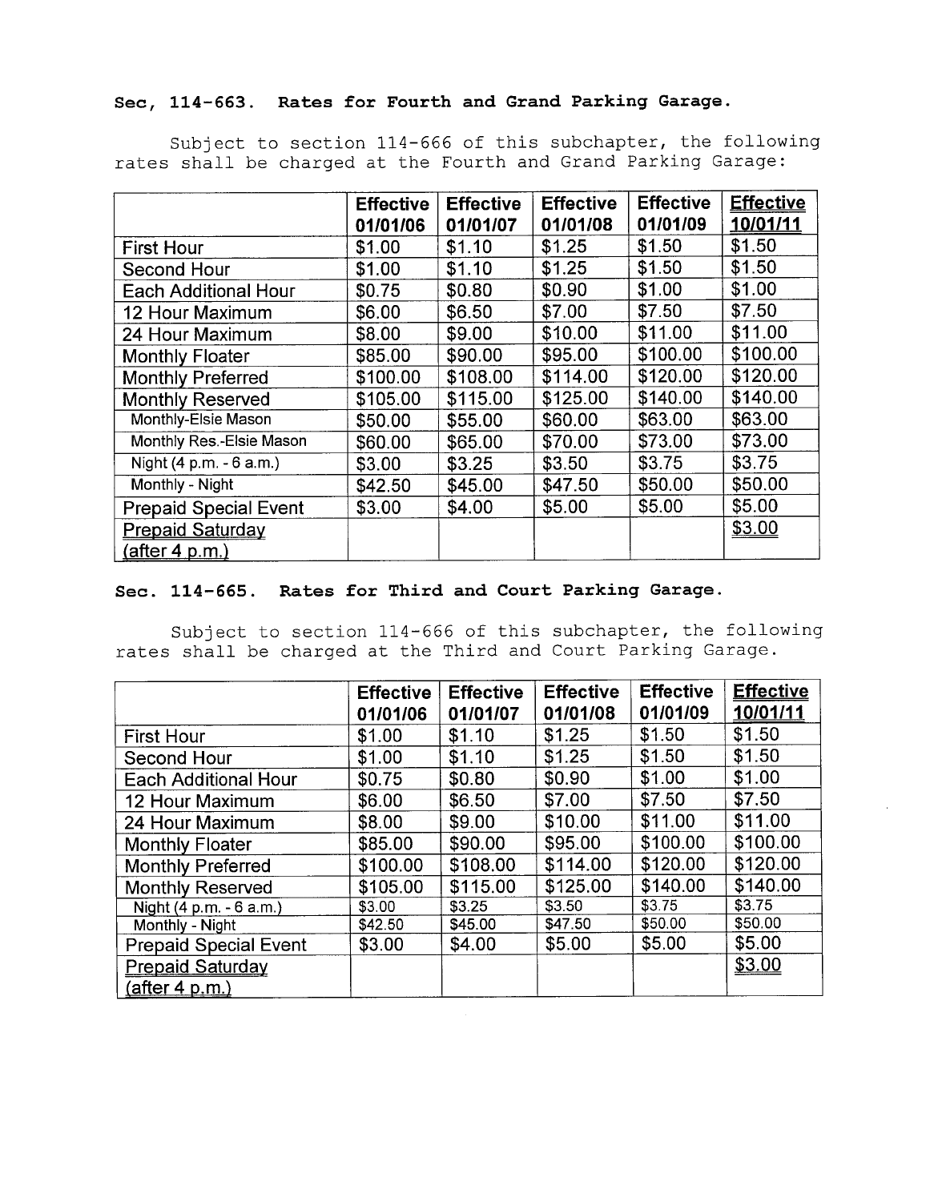**Sec, 114-663. Rates for Fourth and Grand Parking Garage.**

Subject to section 114-666 of this subchapter, the following rates shall be charged at the Fourth and Grand Parking Garage:

| | Effective 01/01/06 | Effective 01/01/07 | Effective 01/01/08 | Effective 01/01/09 | <u>Effective 10/01/11</u> |
|---|---|---|---|---|---|
| First Hour | $1.00 | $1.10 | $1.25 | $1.50 | $1.50 |
| Second Hour | $1.00 | $1.10 | $1.25 | $1.50 | $1.50 |
| Each Additional Hour | $0.75 | $0.80 | $0.90 | $1.00 | $1.00 |
| 12 Hour Maximum | $6.00 | $6.50 | $7.00 | $7.50 | $7.50 |
| 24 Hour Maximum | $8.00 | $9.00 | $10.00 | $11.00 | $11.00 |
| Monthly Floater | $85.00 | $90.00 | $95.00 | $100.00 | $100.00 |
| Monthly Preferred | $100.00 | $108.00 | $114.00 | $120.00 | $120.00 |
| Monthly Reserved | $105.00 | $115.00 | $125.00 | $140.00 | $140.00 |
| Monthly-Elsie Mason | $50.00 | $55.00 | $60.00 | $63.00 | $63.00 |
| Monthly Res.-Elsie Mason | $60.00 | $65.00 | $70.00 | $73.00 | $73.00 |
| Night (4 p.m. - 6 a.m.) | $3.00 | $3.25 | $3.50 | $3.75 | $3.75 |
| Monthly - Night | $42.50 | $45.00 | $47.50 | $50.00 | $50.00 |
| Prepaid Special Event | $3.00 | $4.00 | $5.00 | $5.00 | $5.00 |
| <u>Prepaid Saturday (after 4 p.m.)</u> | | | | | <u>$3.00</u> |

**Sec. 114-665. Rates for Third and Court Parking Garage.**

Subject to section 114-666 of this subchapter, the following rates shall be charged at the Third and Court Parking Garage.

| | Effective 01/01/06 | Effective 01/01/07 | Effective 01/01/08 | Effective 01/01/09 | <u>Effective 10/01/11</u> |
|---|---|---|---|---|---|
| First Hour | $1.00 | $1.10 | $1.25 | $1.50 | $1.50 |
| Second Hour | $1.00 | $1.10 | $1.25 | $1.50 | $1.50 |
| Each Additional Hour | $0.75 | $0.80 | $0.90 | $1.00 | $1.00 |
| 12 Hour Maximum | $6.00 | $6.50 | $7.00 | $7.50 | $7.50 |
| 24 Hour Maximum | $8.00 | $9.00 | $10.00 | $11.00 | $11.00 |
| Monthly Floater | $85.00 | $90.00 | $95.00 | $100.00 | $100.00 |
| Monthly Preferred | $100.00 | $108.00 | $114.00 | $120.00 | $120.00 |
| Monthly Reserved | $105.00 | $115.00 | $125.00 | $140.00 | $140.00 |
| Night (4 p.m. - 6 a.m.) | $3.00 | $3.25 | $3.50 | $3.75 | $3.75 |
| Monthly - Night | $42.50 | $45.00 | $47.50 | $50.00 | $50.00 |
| Prepaid Special Event | $3.00 | $4.00 | $5.00 | $5.00 | $5.00 |
| <u>Prepaid Saturday (after 4 p.m.)</u> | | | | | <u>$3.00</u> |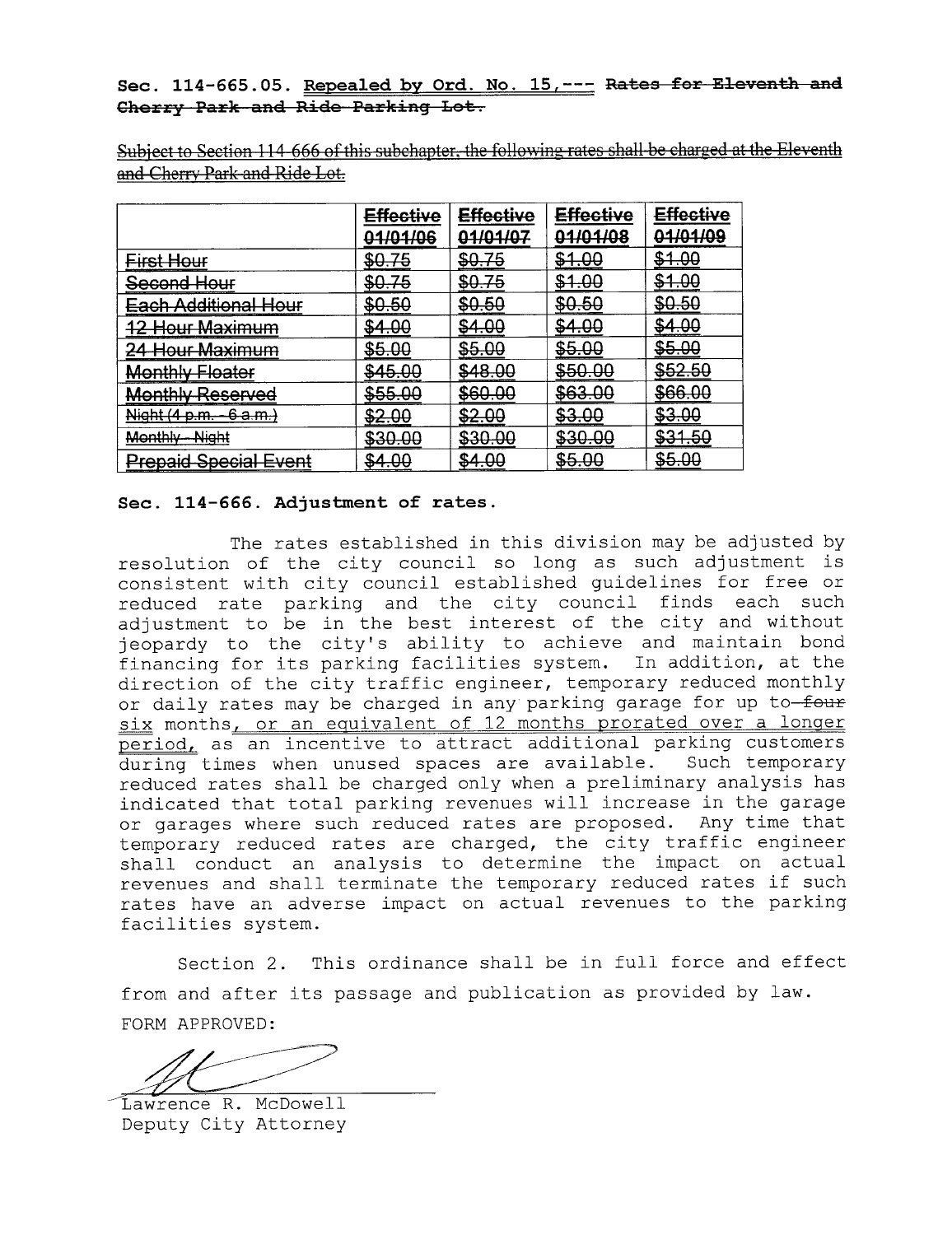**Sec. 114-665.05. Repealed by Ord. No. 15,--- ~~Rates for Eleventh and Cherry Park and Ride Parking Lot.~~**

~~Subject to Section 114-666 of this subchapter, the following rates shall be charged at the Eleventh and Cherry Park and Ride Lot.~~

| | ~~Effective 01/01/06~~ | ~~Effective 01/01/07~~ | ~~Effective 01/01/08~~ | ~~Effective 01/01/09~~ |
|---|---|---|---|---|
| ~~First Hour~~ | ~~$0.75~~ | ~~$0.75~~ | ~~$1.00~~ | ~~$1.00~~ |
| ~~Second Hour~~ | ~~$0.75~~ | ~~$0.75~~ | ~~$1.00~~ | ~~$1.00~~ |
| ~~Each Additional Hour~~ | ~~$0.50~~ | ~~$0.50~~ | ~~$0.50~~ | ~~$0.50~~ |
| ~~12 Hour Maximum~~ | ~~$4.00~~ | ~~$4.00~~ | ~~$4.00~~ | ~~$4.00~~ |
| ~~24 Hour Maximum~~ | ~~$5.00~~ | ~~$5.00~~ | ~~$5.00~~ | ~~$5.00~~ |
| ~~Monthly Floater~~ | ~~$45.00~~ | ~~$48.00~~ | ~~$50.00~~ | ~~$52.50~~ |
| ~~Monthly Reserved~~ | ~~$55.00~~ | ~~$60.00~~ | ~~$63.00~~ | ~~$66.00~~ |
| ~~Night (4 p.m. - 6 a.m.)~~ | ~~$2.00~~ | ~~$2.00~~ | ~~$3.00~~ | ~~$3.00~~ |
| ~~Monthly - Night~~ | ~~$30.00~~ | ~~$30.00~~ | ~~$30.00~~ | ~~$31.50~~ |
| ~~Prepaid Special Event~~ | ~~$4.00~~ | ~~$4.00~~ | ~~$5.00~~ | ~~$5.00~~ |

**Sec. 114-666. Adjustment of rates.**

The rates established in this division may be adjusted by resolution of the city council so long as such adjustment is consistent with city council established guidelines for free or reduced rate parking and the city council finds each such adjustment to be in the best interest of the city and without jeopardy to the city's ability to achieve and maintain bond financing for its parking facilities system. In addition, at the direction of the city traffic engineer, temporary reduced monthly or daily rates may be charged in any parking garage for up to ~~four~~ six months, or an equivalent of 12 months prorated over a longer period, as an incentive to attract additional parking customers during times when unused spaces are available. Such temporary reduced rates shall be charged only when a preliminary analysis has indicated that total parking revenues will increase in the garage or garages where such reduced rates are proposed. Any time that temporary reduced rates are charged, the city traffic engineer shall conduct an analysis to determine the impact on actual revenues and shall terminate the temporary reduced rates if such rates have an adverse impact on actual revenues to the parking facilities system.

Section 2. This ordinance shall be in full force and effect from and after its passage and publication as provided by law.

FORM APPROVED:

Lawrence R. McDowell
Deputy City Attorney